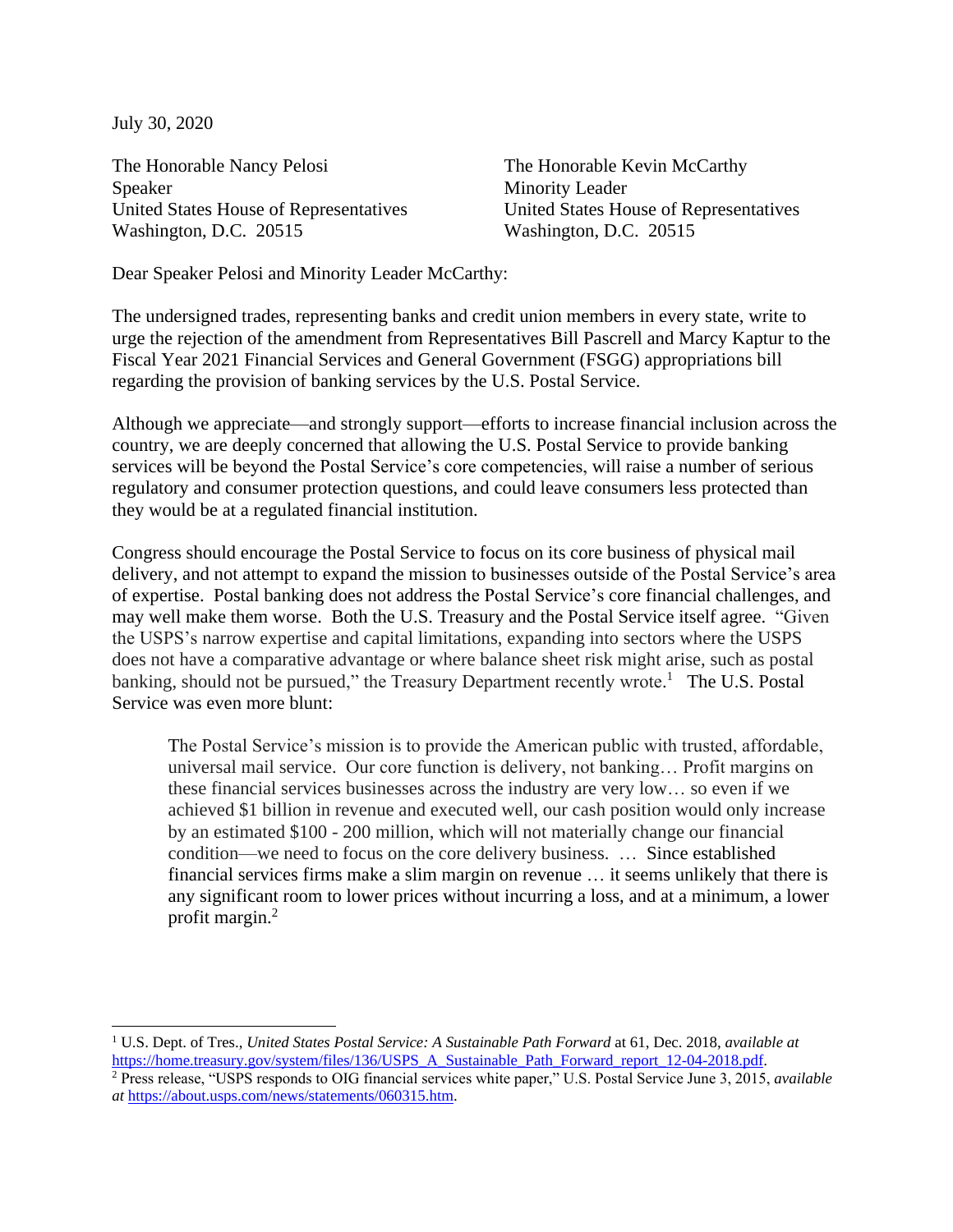July 30, 2020

The Honorable Nancy Pelosi
Speaker
United States House of Representatives
Washington, D.C. 20515

The Honorable Kevin McCarthy
Minority Leader
United States House of Representatives
Washington, D.C. 20515

Dear Speaker Pelosi and Minority Leader McCarthy:

The undersigned trades, representing banks and credit union members in every state, write to urge the rejection of the amendment from Representatives Bill Pascrell and Marcy Kaptur to the Fiscal Year 2021 Financial Services and General Government (FSGG) appropriations bill regarding the provision of banking services by the U.S. Postal Service.

Although we appreciate—and strongly support—efforts to increase financial inclusion across the country, we are deeply concerned that allowing the U.S. Postal Service to provide banking services will be beyond the Postal Service's core competencies, will raise a number of serious regulatory and consumer protection questions, and could leave consumers less protected than they would be at a regulated financial institution.

Congress should encourage the Postal Service to focus on its core business of physical mail delivery, and not attempt to expand the mission to businesses outside of the Postal Service's area of expertise. Postal banking does not address the Postal Service's core financial challenges, and may well make them worse. Both the U.S. Treasury and the Postal Service itself agree. "Given the USPS's narrow expertise and capital limitations, expanding into sectors where the USPS does not have a comparative advantage or where balance sheet risk might arise, such as postal banking, should not be pursued," the Treasury Department recently wrote.[1] The U.S. Postal Service was even more blunt:

> The Postal Service's mission is to provide the American public with trusted, affordable, universal mail service. Our core function is delivery, not banking… Profit margins on these financial services businesses across the industry are very low… so even if we achieved $1 billion in revenue and executed well, our cash position would only increase by an estimated $100 - 200 million, which will not materially change our financial condition—we need to focus on the core delivery business. … Since established financial services firms make a slim margin on revenue … it seems unlikely that there is any significant room to lower prices without incurring a loss, and at a minimum, a lower profit margin.[2]

---

[1] U.S. Dept. of Tres., *United States Postal Service: A Sustainable Path Forward* at 61, Dec. 2018, *available at* https://home.treasury.gov/system/files/136/USPS_A_Sustainable_Path_Forward_report_12-04-2018.pdf.

[2] Press release, "USPS responds to OIG financial services white paper," U.S. Postal Service June 3, 2015, *available at* https://about.usps.com/news/statements/060315.htm.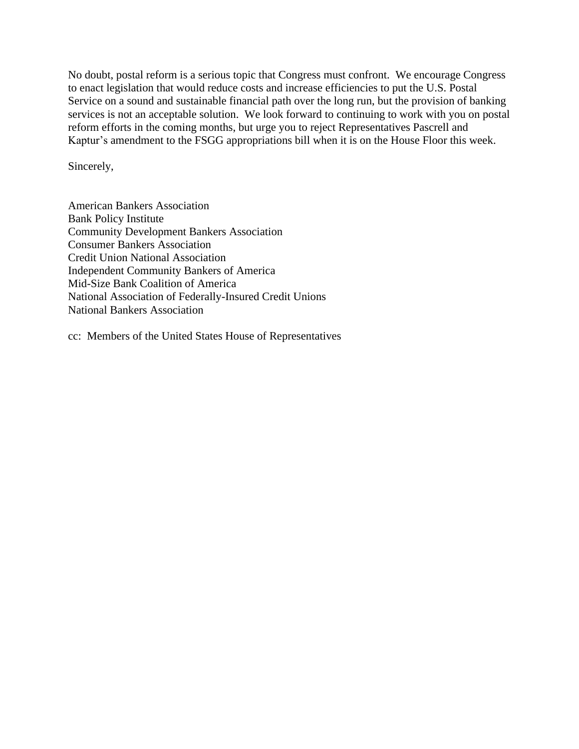No doubt, postal reform is a serious topic that Congress must confront. We encourage Congress to enact legislation that would reduce costs and increase efficiencies to put the U.S. Postal Service on a sound and sustainable financial path over the long run, but the provision of banking services is not an acceptable solution. We look forward to continuing to work with you on postal reform efforts in the coming months, but urge you to reject Representatives Pascrell and Kaptur's amendment to the FSGG appropriations bill when it is on the House Floor this week.

Sincerely,

American Bankers Association  
Bank Policy Institute  
Community Development Bankers Association  
Consumer Bankers Association  
Credit Union National Association  
Independent Community Bankers of America  
Mid-Size Bank Coalition of America  
National Association of Federally-Insured Credit Unions  
National Bankers Association

cc: Members of the United States House of Representatives